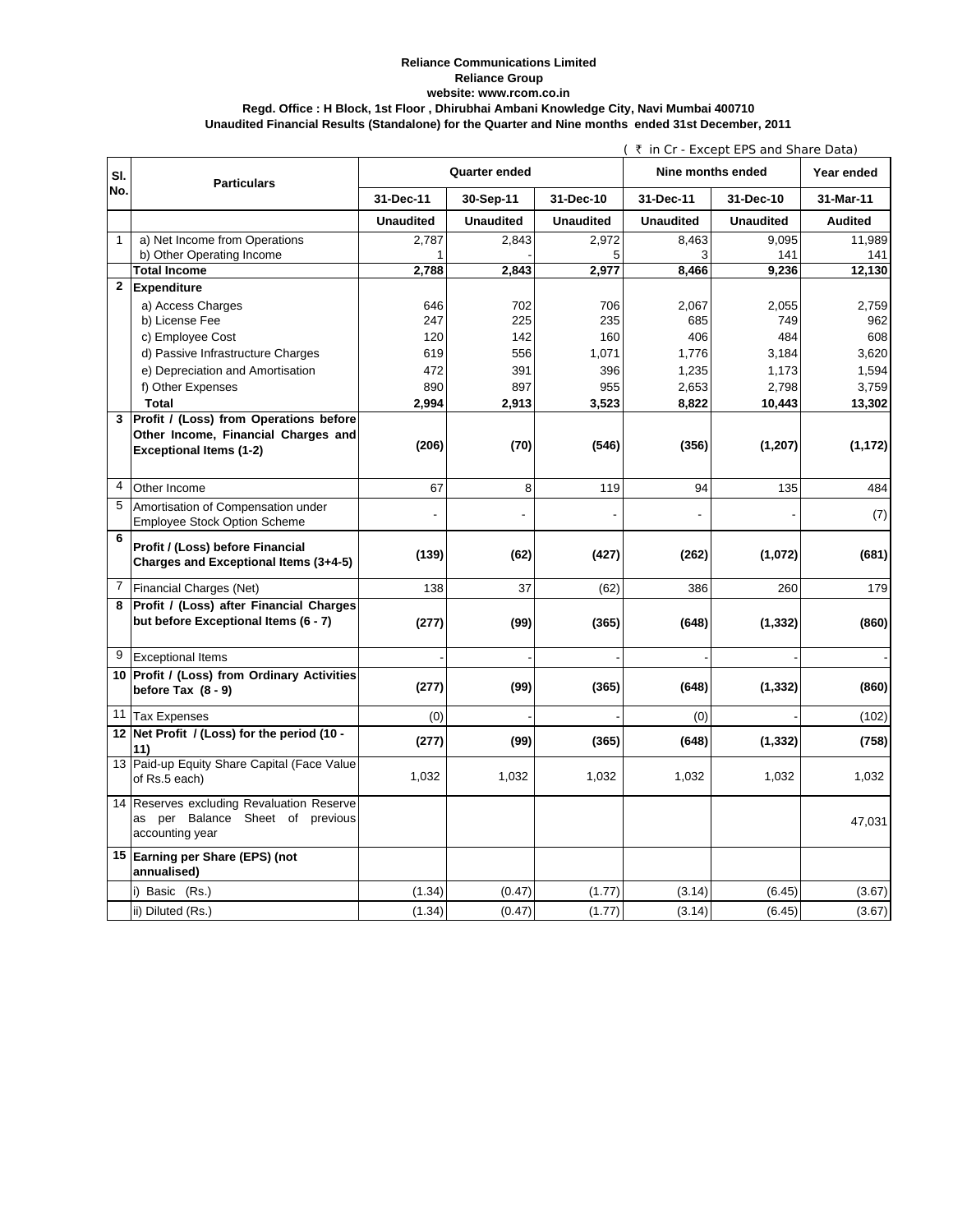**Reliance Communications Limited**
**Reliance Group**
**website: www.rcom.co.in**
**Regd. Office : H Block, 1st Floor , Dhirubhai Ambani Knowledge City, Navi Mumbai 400710**
**Unaudited Financial Results (Standalone) for the Quarter and Nine months ended 31st December, 2011**

( ₹ in Cr - Except EPS and Share Data)

| Sl. No. | Particulars | Quarter ended | | | Nine months ended | | Year ended |
|---|---|---|---|---|---|---|---|
| | | 31-Dec-11 | 30-Sep-11 | 31-Dec-10 | 31-Dec-11 | 31-Dec-10 | 31-Mar-11 |
| | | **Unaudited** | **Unaudited** | **Unaudited** | **Unaudited** | **Unaudited** | **Audited** |
| 1 | a) Net Income from Operations | 2,787 | 2,843 | 2,972 | 8,463 | 9,095 | 11,989 |
| | b) Other Operating Income | 1 | - | 5 | 3 | 141 | 141 |
| | **Total Income** | **2,788** | **2,843** | **2,977** | **8,466** | **9,236** | **12,130** |
| **2** | **Expenditure** | | | | | | |
| | a) Access Charges | 646 | 702 | 706 | 2,067 | 2,055 | 2,759 |
| | b) License Fee | 247 | 225 | 235 | 685 | 749 | 962 |
| | c) Employee Cost | 120 | 142 | 160 | 406 | 484 | 608 |
| | d) Passive Infrastructure Charges | 619 | 556 | 1,071 | 1,776 | 3,184 | 3,620 |
| | e) Depreciation and Amortisation | 472 | 391 | 396 | 1,235 | 1,173 | 1,594 |
| | f) Other Expenses | 890 | 897 | 955 | 2,653 | 2,798 | 3,759 |
| | **Total** | **2,994** | **2,913** | **3,523** | **8,822** | **10,443** | **13,302** |
| **3** | **Profit / (Loss) from Operations before Other Income, Financial Charges and Exceptional Items (1-2)** | **(206)** | **(70)** | **(546)** | **(356)** | **(1,207)** | **(1,172)** |
| 4 | Other Income | 67 | 8 | 119 | 94 | 135 | 484 |
| 5 | Amortisation of Compensation under Employee Stock Option Scheme | - | - | - | - | - | (7) |
| **6** | **Profit / (Loss) before Financial Charges and Exceptional Items (3+4-5)** | **(139)** | **(62)** | **(427)** | **(262)** | **(1,072)** | **(681)** |
| 7 | Financial Charges (Net) | 138 | 37 | (62) | 386 | 260 | 179 |
| **8** | **Profit / (Loss) after Financial Charges but before Exceptional Items (6 - 7)** | **(277)** | **(99)** | **(365)** | **(648)** | **(1,332)** | **(860)** |
| 9 | Exceptional Items | - | - | - | - | - | - |
| **10** | **Profit / (Loss) from Ordinary Activities before Tax (8 - 9)** | **(277)** | **(99)** | **(365)** | **(648)** | **(1,332)** | **(860)** |
| 11 | Tax Expenses | (0) | - | - | (0) | - | (102) |
| **12** | **Net Profit / (Loss) for the period (10 - 11)** | **(277)** | **(99)** | **(365)** | **(648)** | **(1,332)** | **(758)** |
| 13 | Paid-up Equity Share Capital (Face Value of Rs.5 each) | 1,032 | 1,032 | 1,032 | 1,032 | 1,032 | 1,032 |
| 14 | Reserves excluding Revaluation Reserve as per Balance Sheet of previous accounting year | | | | | | 47,031 |
| **15** | **Earning per Share (EPS) (not annualised)** | | | | | | |
| | i) Basic (Rs.) | (1.34) | (0.47) | (1.77) | (3.14) | (6.45) | (3.67) |
| | ii) Diluted (Rs.) | (1.34) | (0.47) | (1.77) | (3.14) | (6.45) | (3.67) |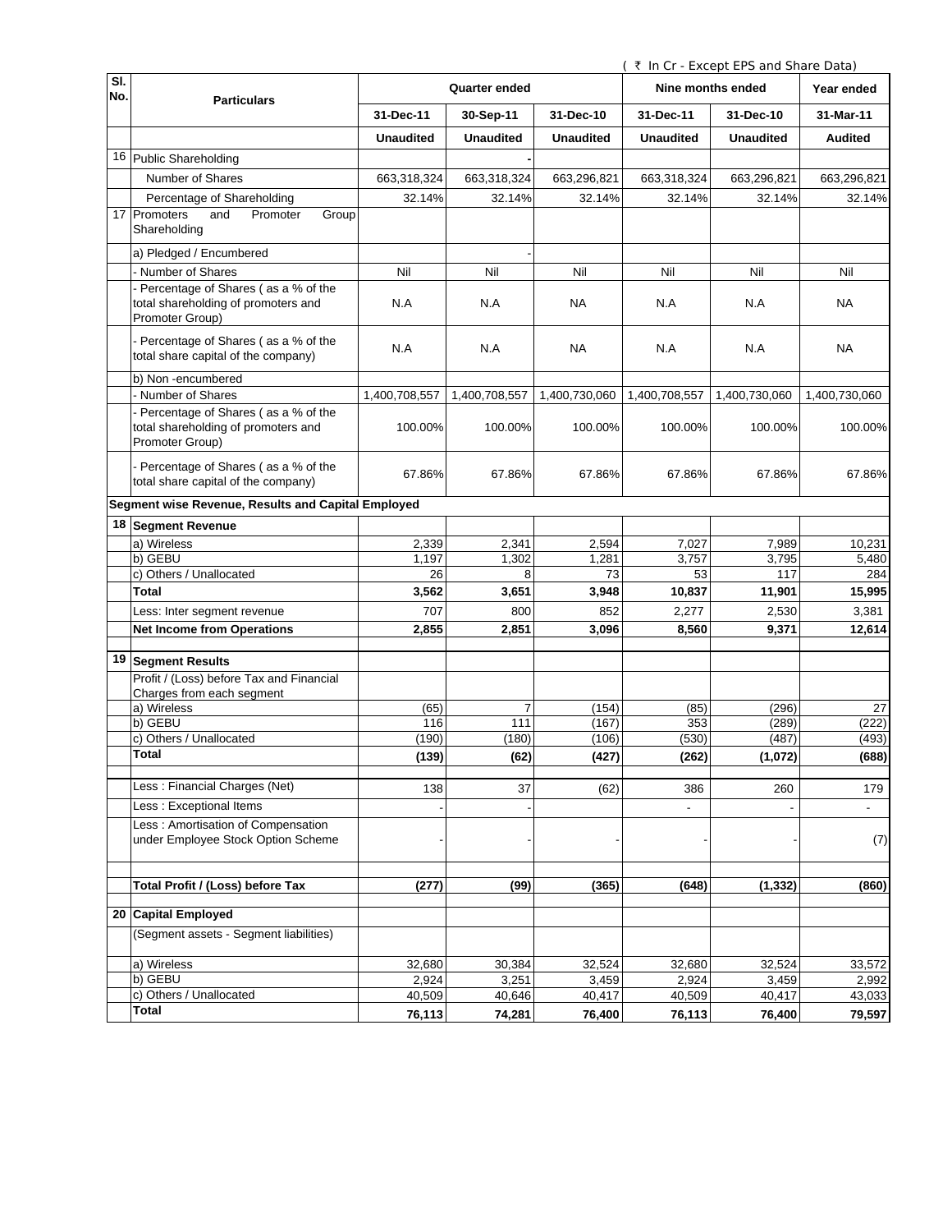( ₹ In Cr - Except EPS and Share Data)

| Sl. No. | Particulars | Quarter ended | | | Nine months ended | | Year ended |
|---|---|---|---|---|---|---|---|
| | | 31-Dec-11 | 30-Sep-11 | 31-Dec-10 | 31-Dec-11 | 31-Dec-10 | 31-Mar-11 |
| | | **Unaudited** | **Unaudited** | **Unaudited** | **Unaudited** | **Unaudited** | **Audited** |
| 16 | Public Shareholding | | - | | | | |
| | Number of Shares | 663,318,324 | 663,318,324 | 663,296,821 | 663,318,324 | 663,296,821 | 663,296,821 |
| | Percentage of Shareholding | 32.14% | 32.14% | 32.14% | 32.14% | 32.14% | 32.14% |
| 17 | Promoters and Promoter Group Shareholding | | | | | | |
| | a) Pledged / Encumbered | | - | | | | |
| | - Number of Shares | Nil | Nil | Nil | Nil | Nil | Nil |
| | - Percentage of Shares ( as a % of the total shareholding of promoters and Promoter Group) | N.A | N.A | NA | N.A | N.A | NA |
| | - Percentage of Shares ( as a % of the total share capital of the company) | N.A | N.A | NA | N.A | N.A | NA |
| | b) Non -encumbered | | | | | | |
| | - Number of Shares | 1,400,708,557 | 1,400,708,557 | 1,400,730,060 | 1,400,708,557 | 1,400,730,060 | 1,400,730,060 |
| | - Percentage of Shares ( as a % of the total shareholding of promoters and Promoter Group) | 100.00% | 100.00% | 100.00% | 100.00% | 100.00% | 100.00% |
| | - Percentage of Shares ( as a % of the total share capital of the company) | 67.86% | 67.86% | 67.86% | 67.86% | 67.86% | 67.86% |
| **Segment wise Revenue, Results and Capital Employed** | | | | | | | |
| **18** | **Segment Revenue** | | | | | | |
| | a) Wireless | 2,339 | 2,341 | 2,594 | 7,027 | 7,989 | 10,231 |
| | b) GEBU | 1,197 | 1,302 | 1,281 | 3,757 | 3,795 | 5,480 |
| | c) Others / Unallocated | 26 | 8 | 73 | 53 | 117 | 284 |
| | **Total** | **3,562** | **3,651** | **3,948** | **10,837** | **11,901** | **15,995** |
| | Less: Inter segment revenue | 707 | 800 | 852 | 2,277 | 2,530 | 3,381 |
| | **Net Income from Operations** | **2,855** | **2,851** | **3,096** | **8,560** | **9,371** | **12,614** |
| **19** | **Segment Results** | | | | | | |
| | Profit / (Loss) before Tax and Financial Charges from each segment | | | | | | |
| | a) Wireless | (65) | 7 | (154) | (85) | (296) | 27 |
| | b) GEBU | 116 | 111 | (167) | 353 | (289) | (222) |
| | c) Others / Unallocated | (190) | (180) | (106) | (530) | (487) | (493) |
| | **Total** | **(139)** | **(62)** | **(427)** | **(262)** | **(1,072)** | **(688)** |
| | Less : Financial Charges (Net) | 138 | 37 | (62) | 386 | 260 | 179 |
| | Less : Exceptional Items | - | - | | - | - | - |
| | Less : Amortisation of Compensation under Employee Stock Option Scheme | - | - | - | - | - | (7) |
| | **Total Profit / (Loss) before Tax** | **(277)** | **(99)** | **(365)** | **(648)** | **(1,332)** | **(860)** |
| **20** | **Capital Employed** | | | | | | |
| | (Segment assets - Segment liabilities) | | | | | | |
| | a) Wireless | 32,680 | 30,384 | 32,524 | 32,680 | 32,524 | 33,572 |
| | b) GEBU | 2,924 | 3,251 | 3,459 | 2,924 | 3,459 | 2,992 |
| | c) Others / Unallocated | 40,509 | 40,646 | 40,417 | 40,509 | 40,417 | 43,033 |
| | **Total** | **76,113** | **74,281** | **76,400** | **76,113** | **76,400** | **79,597** |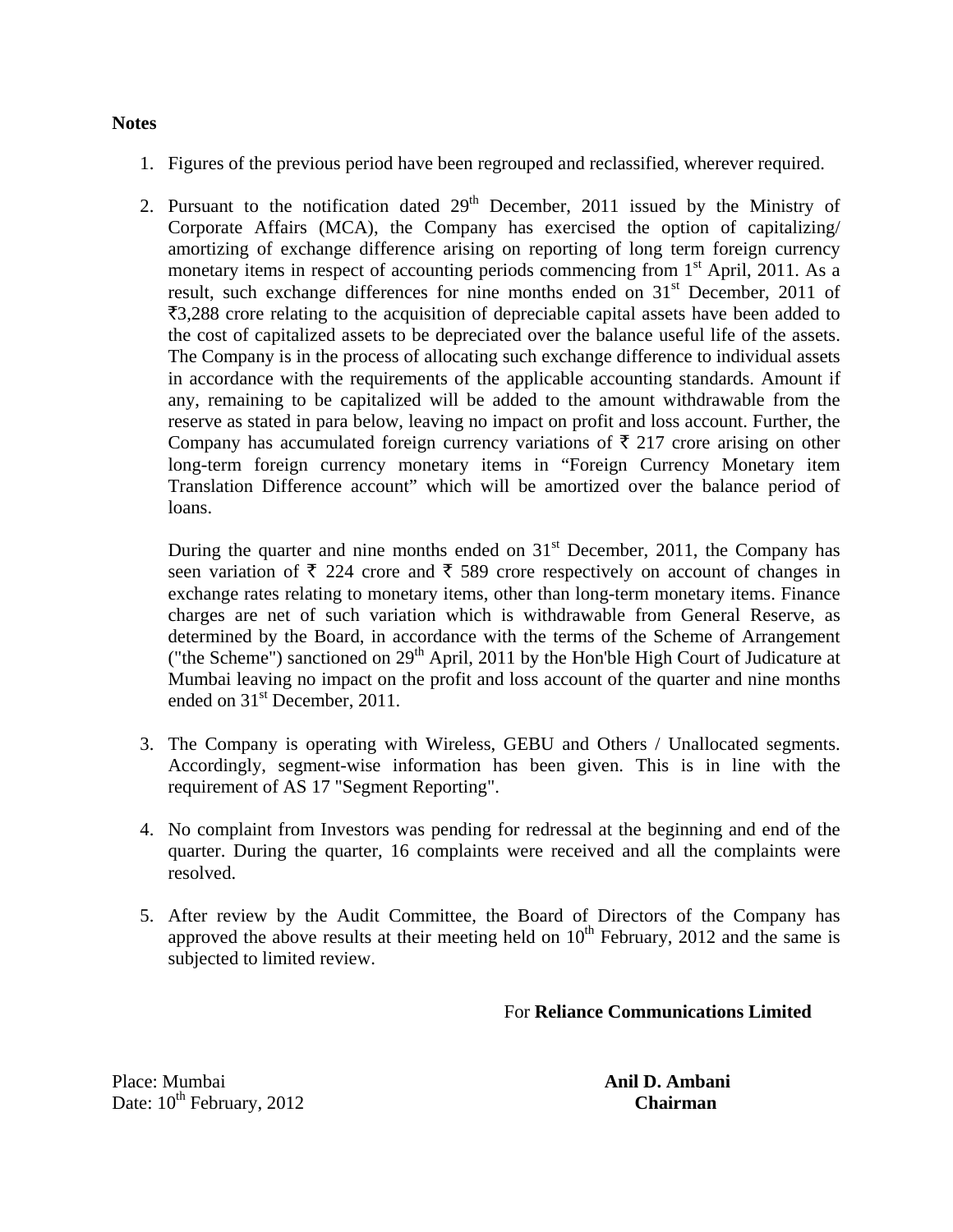**Notes**

1. Figures of the previous period have been regrouped and reclassified, wherever required.

2. Pursuant to the notification dated 29th December, 2011 issued by the Ministry of Corporate Affairs (MCA), the Company has exercised the option of capitalizing/ amortizing of exchange difference arising on reporting of long term foreign currency monetary items in respect of accounting periods commencing from 1st April, 2011. As a result, such exchange differences for nine months ended on 31st December, 2011 of ₹3,288 crore relating to the acquisition of depreciable capital assets have been added to the cost of capitalized assets to be depreciated over the balance useful life of the assets. The Company is in the process of allocating such exchange difference to individual assets in accordance with the requirements of the applicable accounting standards. Amount if any, remaining to be capitalized will be added to the amount withdrawable from the reserve as stated in para below, leaving no impact on profit and loss account. Further, the Company has accumulated foreign currency variations of ₹ 217 crore arising on other long-term foreign currency monetary items in "Foreign Currency Monetary item Translation Difference account" which will be amortized over the balance period of loans.

   During the quarter and nine months ended on 31st December, 2011, the Company has seen variation of ₹ 224 crore and ₹ 589 crore respectively on account of changes in exchange rates relating to monetary items, other than long-term monetary items. Finance charges are net of such variation which is withdrawable from General Reserve, as determined by the Board, in accordance with the terms of the Scheme of Arrangement ("the Scheme") sanctioned on 29th April, 2011 by the Hon'ble High Court of Judicature at Mumbai leaving no impact on the profit and loss account of the quarter and nine months ended on 31st December, 2011.

3. The Company is operating with Wireless, GEBU and Others / Unallocated segments. Accordingly, segment-wise information has been given. This is in line with the requirement of AS 17 "Segment Reporting".

4. No complaint from Investors was pending for redressal at the beginning and end of the quarter. During the quarter, 16 complaints were received and all the complaints were resolved.

5. After review by the Audit Committee, the Board of Directors of the Company has approved the above results at their meeting held on 10th February, 2012 and the same is subjected to limited review.

For **Reliance Communications Limited**

Place: Mumbai
Date: 10th February, 2012

**Anil D. Ambani**
**Chairman**